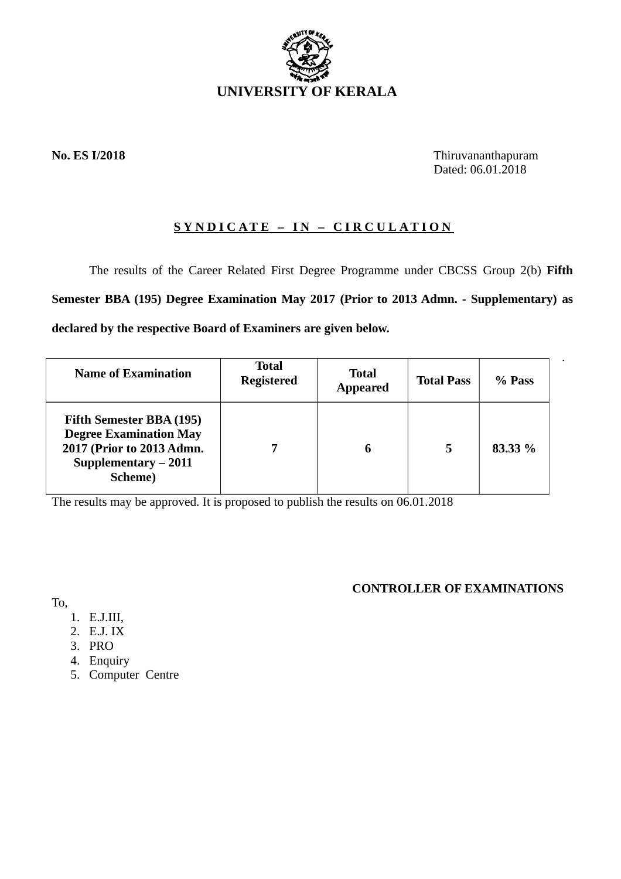# UNIVERSITY OF KERALA

**No. ES I/2018**

Thiruvananthapuram
Dated: 06.01.2018

## S Y N D I C A T E – I N – C I R C U L A T I O N

The results of the Career Related First Degree Programme under CBCSS Group 2(b) **Fifth Semester BBA (195) Degree Examination May 2017 (Prior to 2013 Admn. - Supplementary) as declared by the respective Board of Examiners are given below.**

| Name of Examination | Total Registered | Total Appeared | Total Pass | % Pass |
|---|---|---|---|---|
| **Fifth Semester BBA (195) Degree Examination May 2017 (Prior to 2013 Admn. Supplementary – 2011 Scheme)** | **7** | **6** | **5** | **83.33 %** |

The results may be approved. It is proposed to publish the results on 06.01.2018

**CONTROLLER OF EXAMINATIONS**

To,

1. E.J.III,
2. E.J. IX
3. PRO
4. Enquiry
5. Computer Centre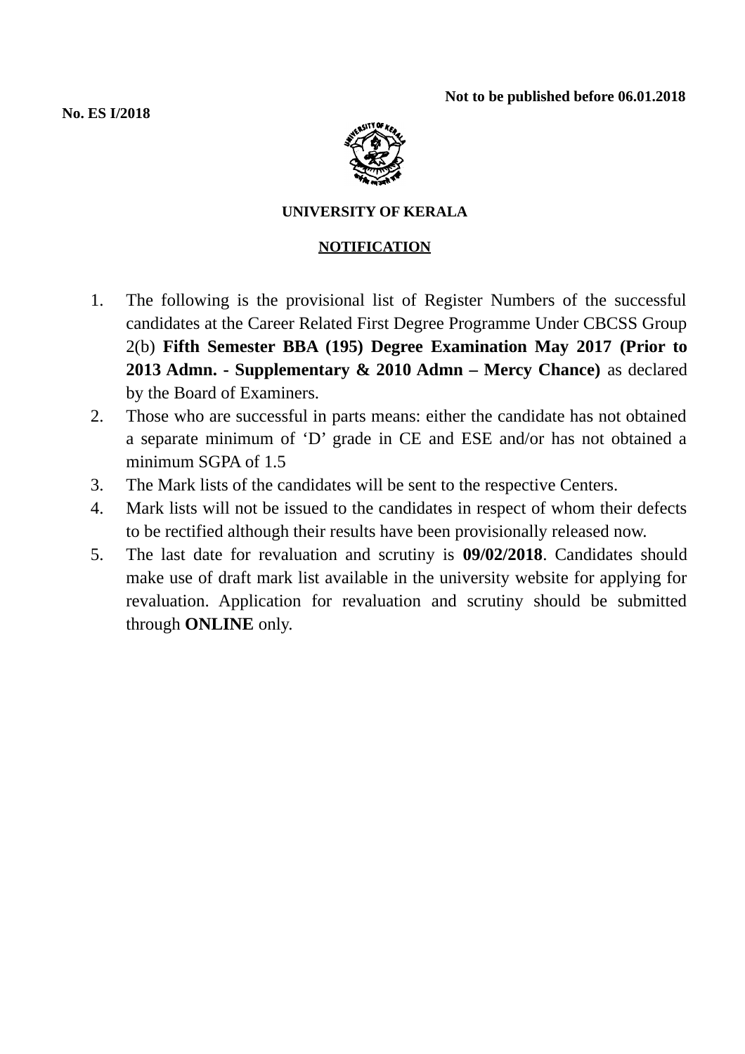**Not to be published before 06.01.2018**

**No. ES I/2018**

**UNIVERSITY OF KERALA**

**NOTIFICATION**

1. The following is the provisional list of Register Numbers of the successful candidates at the Career Related First Degree Programme Under CBCSS Group 2(b) **Fifth Semester BBA (195) Degree Examination May 2017 (Prior to 2013 Admn. - Supplementary & 2010 Admn – Mercy Chance)** as declared by the Board of Examiners.
2. Those who are successful in parts means: either the candidate has not obtained a separate minimum of 'D' grade in CE and ESE and/or has not obtained a minimum SGPA of 1.5
3. The Mark lists of the candidates will be sent to the respective Centers.
4. Mark lists will not be issued to the candidates in respect of whom their defects to be rectified although their results have been provisionally released now.
5. The last date for revaluation and scrutiny is **09/02/2018**. Candidates should make use of draft mark list available in the university website for applying for revaluation. Application for revaluation and scrutiny should be submitted through **ONLINE** only.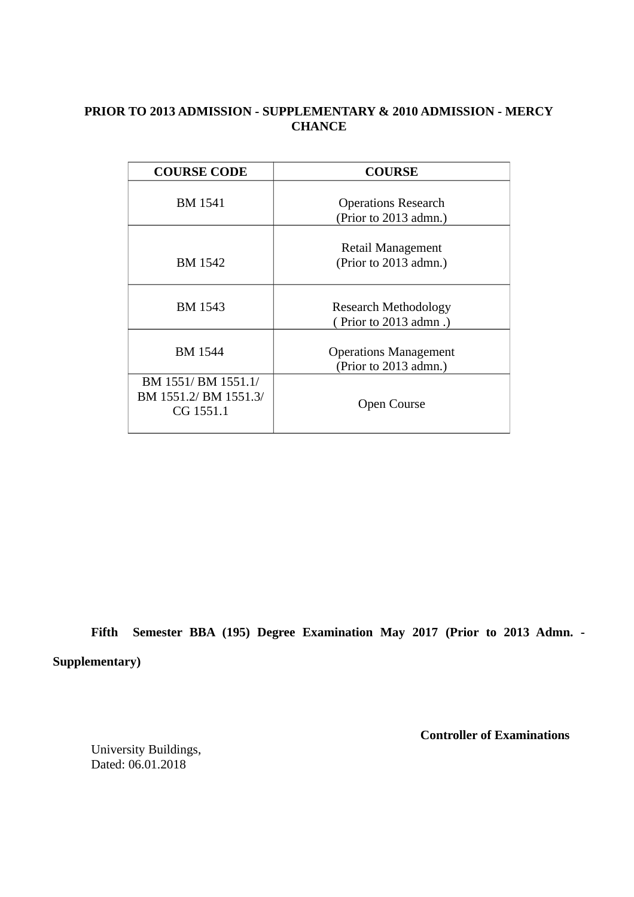**PRIOR TO 2013 ADMISSION - SUPPLEMENTARY & 2010 ADMISSION - MERCY CHANCE**

| COURSE CODE | COURSE |
|---|---|
| BM 1541 | Operations Research (Prior to 2013 admn.) |
| BM 1542 | Retail Management (Prior to 2013 admn.) |
| BM 1543 | Research Methodology ( Prior to 2013 admn .) |
| BM 1544 | Operations Management (Prior to 2013 admn.) |
| BM 1551/ BM 1551.1/ BM 1551.2/ BM 1551.3/ CG 1551.1 | Open Course |

**Fifth Semester BBA (195) Degree Examination May 2017 (Prior to 2013 Admn. - Supplementary)**

**Controller of Examinations**

University Buildings,
Dated: 06.01.2018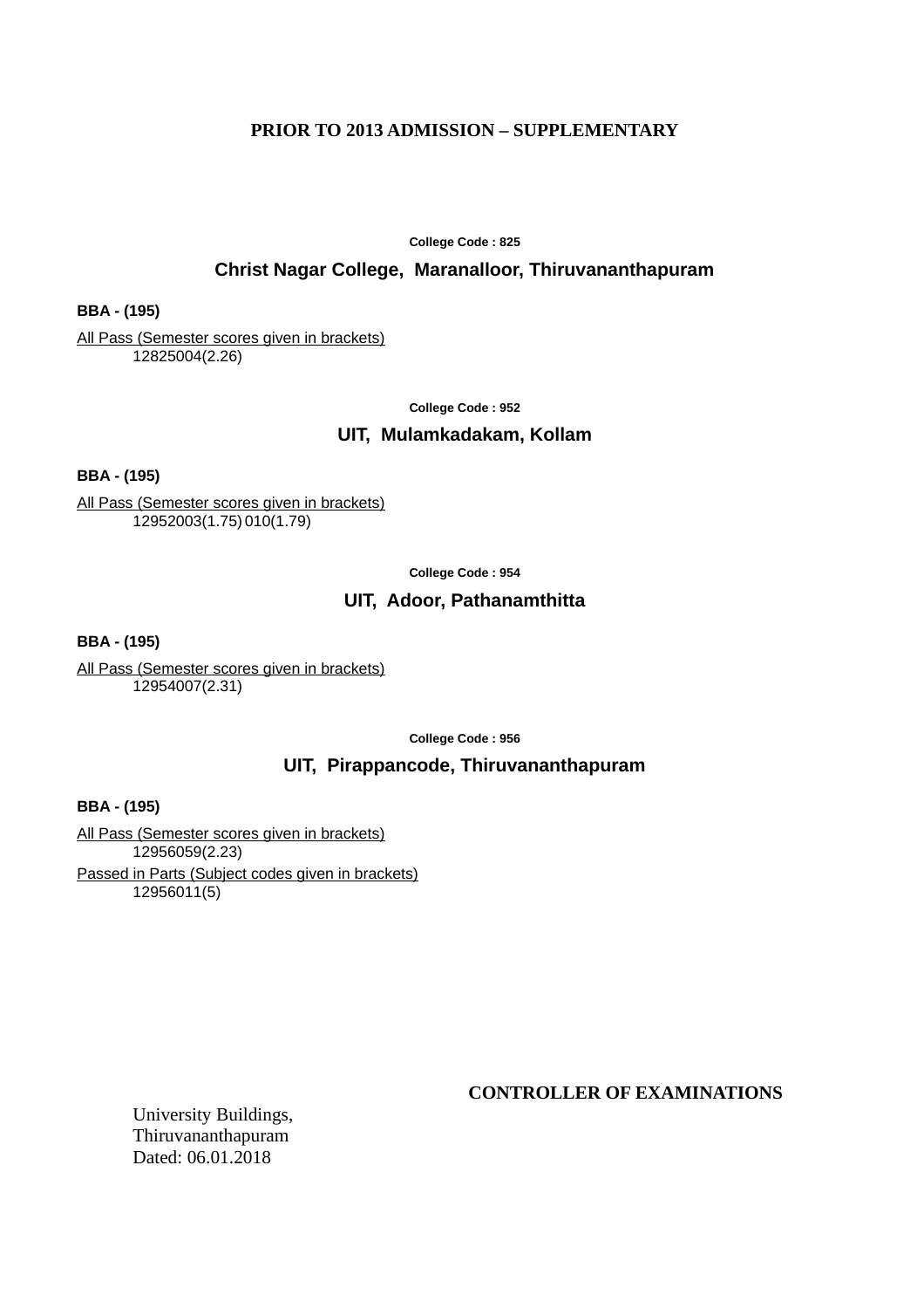## PRIOR TO 2013 ADMISSION – SUPPLEMENTARY

**College Code : 825**

### Christ Nagar College, Maranalloor, Thiruvananthapuram

**BBA - (195)**

All Pass (Semester scores given in brackets)

12825004(2.26)

**College Code : 952**

### UIT, Mulamkadakam, Kollam

**BBA - (195)**

All Pass (Semester scores given in brackets)

12952003(1.75) 010(1.79)

**College Code : 954**

### UIT, Adoor, Pathanamthitta

**BBA - (195)**

All Pass (Semester scores given in brackets)

12954007(2.31)

**College Code : 956**

### UIT, Pirappancode, Thiruvananthapuram

**BBA - (195)**

All Pass (Semester scores given in brackets)

12956059(2.23)

Passed in Parts (Subject codes given in brackets)

12956011(5)

**CONTROLLER OF EXAMINATIONS**

University Buildings,
Thiruvananthapuram
Dated: 06.01.2018